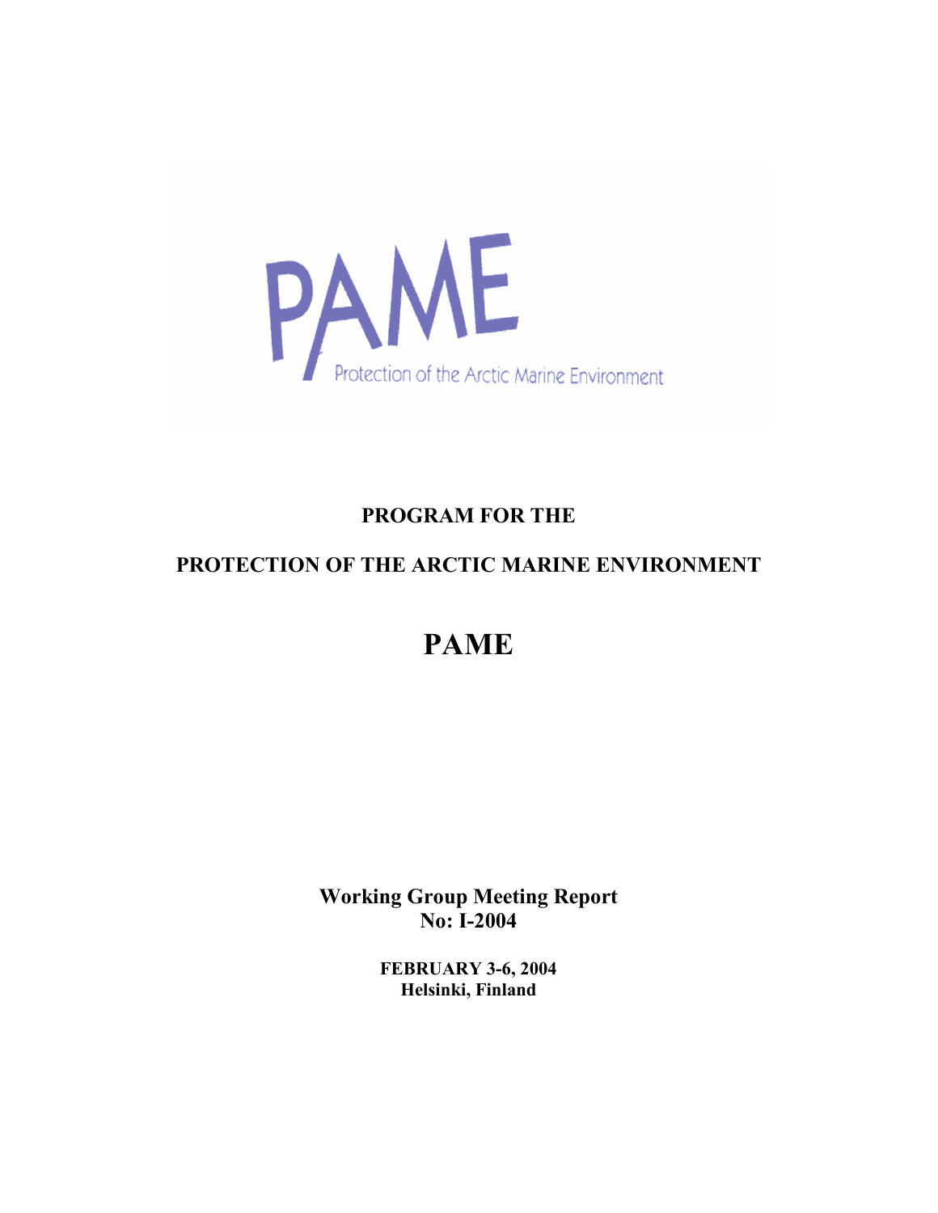PAME

Protection of the Arctic Marine Environment

**PROGRAM FOR THE**

**PROTECTION OF THE ARCTIC MARINE ENVIRONMENT**

# PAME

**Working Group Meeting Report**
**No: I-2004**

**FEBRUARY 3-6, 2004**
**Helsinki, Finland**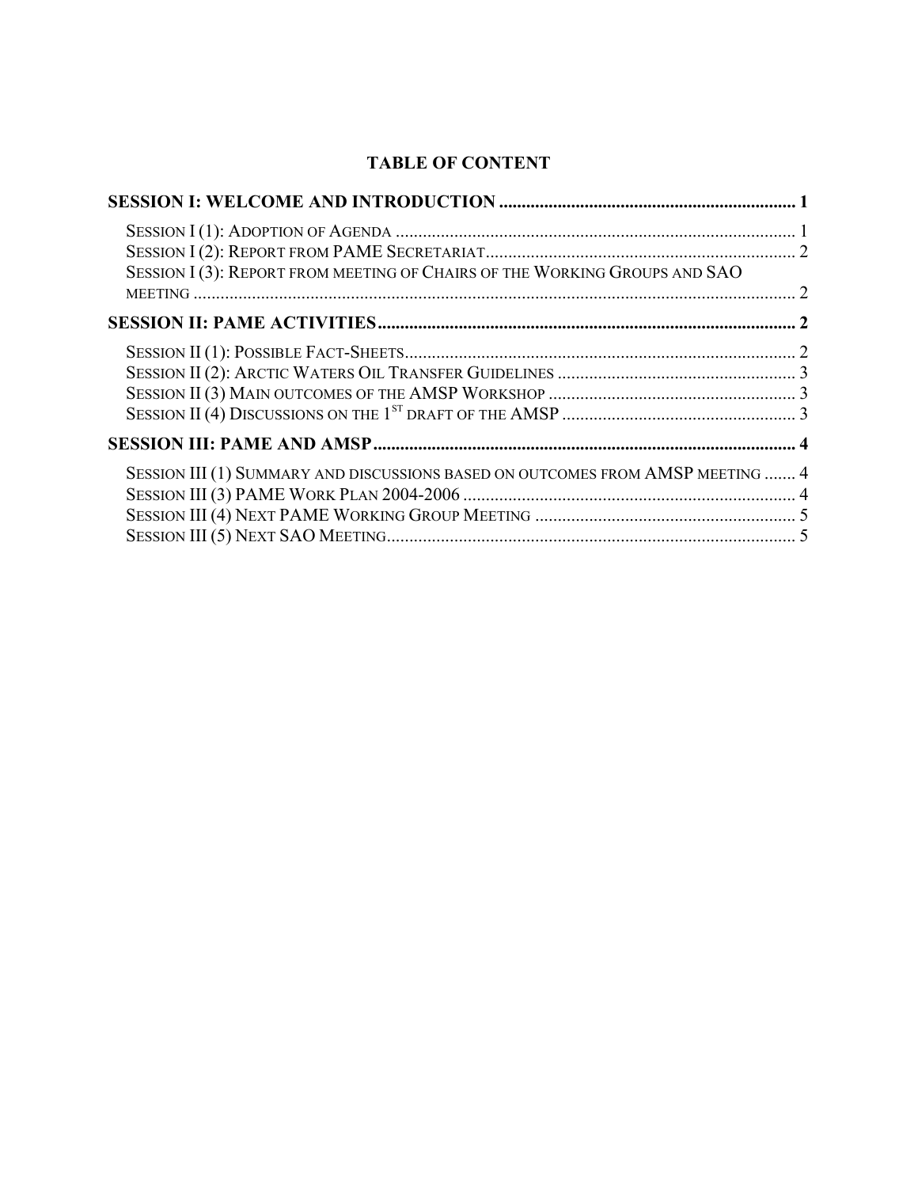# TABLE OF CONTENT

**SESSION I: WELCOME AND INTRODUCTION** ..... 1

- SESSION I (1): ADOPTION OF AGENDA ..... 1
- SESSION I (2): REPORT FROM PAME SECRETARIAT ..... 2
- SESSION I (3): REPORT FROM MEETING OF CHAIRS OF THE WORKING GROUPS AND SAO MEETING ..... 2

**SESSION II: PAME ACTIVITIES** ..... 2

- SESSION II (1): POSSIBLE FACT-SHEETS ..... 2
- SESSION II (2): ARCTIC WATERS OIL TRANSFER GUIDELINES ..... 3
- SESSION II (3) MAIN OUTCOMES OF THE AMSP WORKSHOP ..... 3
- SESSION II (4) DISCUSSIONS ON THE 1ST DRAFT OF THE AMSP ..... 3

**SESSION III: PAME AND AMSP** ..... 4

- SESSION III (1) SUMMARY AND DISCUSSIONS BASED ON OUTCOMES FROM AMSP MEETING ..... 4
- SESSION III (3) PAME WORK PLAN 2004-2006 ..... 4
- SESSION III (4) NEXT PAME WORKING GROUP MEETING ..... 5
- SESSION III (5) NEXT SAO MEETING ..... 5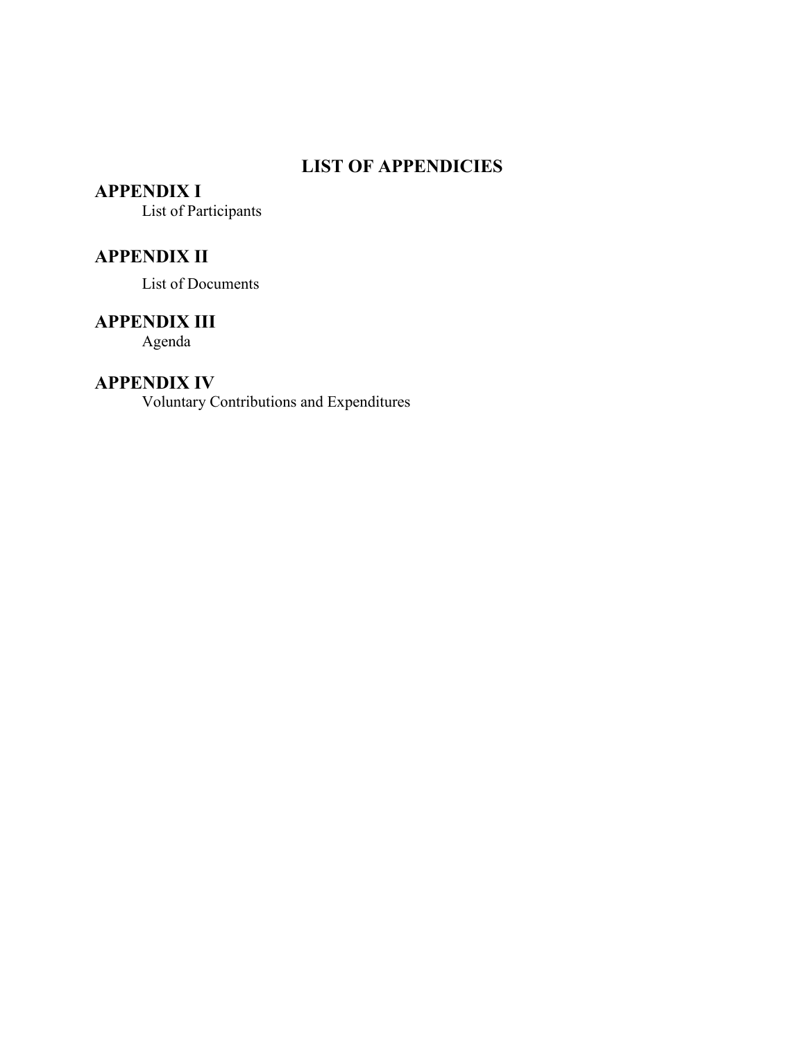# LIST OF APPENDICIES

## APPENDIX I

List of Participants

## APPENDIX II

List of Documents

## APPENDIX III

Agenda

## APPENDIX IV

Voluntary Contributions and Expenditures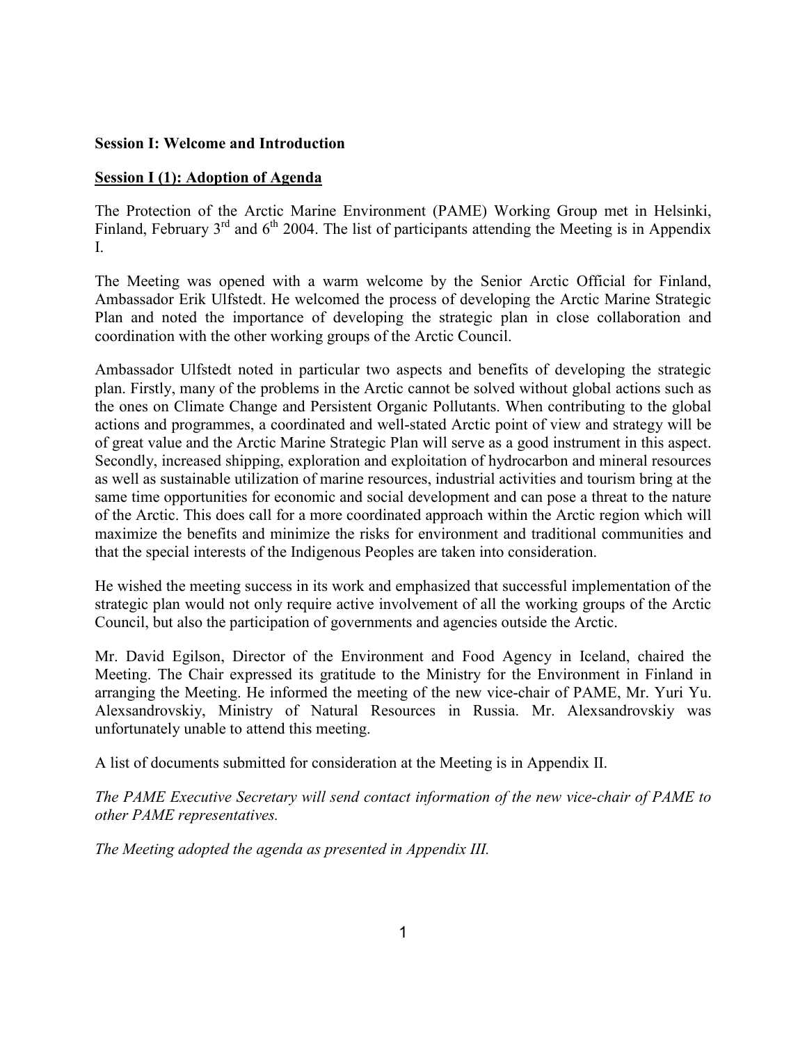**Session I: Welcome and Introduction**

**Session I (1): Adoption of Agenda**

The Protection of the Arctic Marine Environment (PAME) Working Group met in Helsinki, Finland, February 3rd and 6th 2004. The list of participants attending the Meeting is in Appendix I.

The Meeting was opened with a warm welcome by the Senior Arctic Official for Finland, Ambassador Erik Ulfstedt. He welcomed the process of developing the Arctic Marine Strategic Plan and noted the importance of developing the strategic plan in close collaboration and coordination with the other working groups of the Arctic Council.

Ambassador Ulfstedt noted in particular two aspects and benefits of developing the strategic plan. Firstly, many of the problems in the Arctic cannot be solved without global actions such as the ones on Climate Change and Persistent Organic Pollutants. When contributing to the global actions and programmes, a coordinated and well-stated Arctic point of view and strategy will be of great value and the Arctic Marine Strategic Plan will serve as a good instrument in this aspect. Secondly, increased shipping, exploration and exploitation of hydrocarbon and mineral resources as well as sustainable utilization of marine resources, industrial activities and tourism bring at the same time opportunities for economic and social development and can pose a threat to the nature of the Arctic. This does call for a more coordinated approach within the Arctic region which will maximize the benefits and minimize the risks for environment and traditional communities and that the special interests of the Indigenous Peoples are taken into consideration.

He wished the meeting success in its work and emphasized that successful implementation of the strategic plan would not only require active involvement of all the working groups of the Arctic Council, but also the participation of governments and agencies outside the Arctic.

Mr. David Egilson, Director of the Environment and Food Agency in Iceland, chaired the Meeting. The Chair expressed its gratitude to the Ministry for the Environment in Finland in arranging the Meeting. He informed the meeting of the new vice-chair of PAME, Mr. Yuri Yu. Alexsandrovskiy, Ministry of Natural Resources in Russia. Mr. Alexsandrovskiy was unfortunately unable to attend this meeting.

A list of documents submitted for consideration at the Meeting is in Appendix II.

*The PAME Executive Secretary will send contact information of the new vice-chair of PAME to other PAME representatives.*

*The Meeting adopted the agenda as presented in Appendix III.*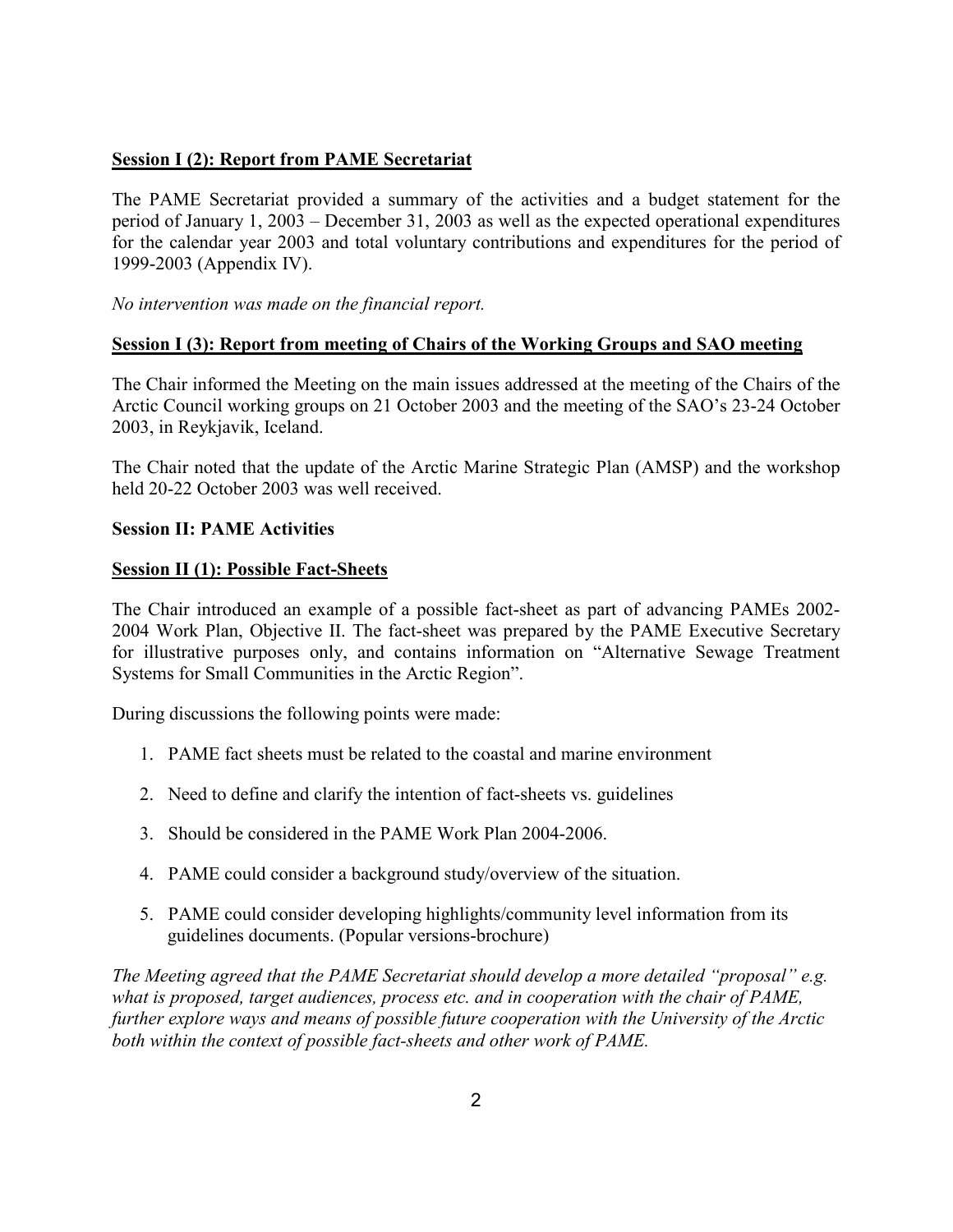**Session I (2): Report from PAME Secretariat**

The PAME Secretariat provided a summary of the activities and a budget statement for the period of January 1, 2003 – December 31, 2003 as well as the expected operational expenditures for the calendar year 2003 and total voluntary contributions and expenditures for the period of 1999-2003 (Appendix IV).

*No intervention was made on the financial report.*

**Session I (3): Report from meeting of Chairs of the Working Groups and SAO meeting**

The Chair informed the Meeting on the main issues addressed at the meeting of the Chairs of the Arctic Council working groups on 21 October 2003 and the meeting of the SAO's 23-24 October 2003, in Reykjavik, Iceland.

The Chair noted that the update of the Arctic Marine Strategic Plan (AMSP) and the workshop held 20-22 October 2003 was well received.

**Session II: PAME Activities**

**Session II (1): Possible Fact-Sheets**

The Chair introduced an example of a possible fact-sheet as part of advancing PAMEs 2002-2004 Work Plan, Objective II. The fact-sheet was prepared by the PAME Executive Secretary for illustrative purposes only, and contains information on "Alternative Sewage Treatment Systems for Small Communities in the Arctic Region".

During discussions the following points were made:

1. PAME fact sheets must be related to the coastal and marine environment
2. Need to define and clarify the intention of fact-sheets vs. guidelines
3. Should be considered in the PAME Work Plan 2004-2006.
4. PAME could consider a background study/overview of the situation.
5. PAME could consider developing highlights/community level information from its guidelines documents. (Popular versions-brochure)

*The Meeting agreed that the PAME Secretariat should develop a more detailed "proposal" e.g. what is proposed, target audiences, process etc. and in cooperation with the chair of PAME, further explore ways and means of possible future cooperation with the University of the Arctic both within the context of possible fact-sheets and other work of PAME.*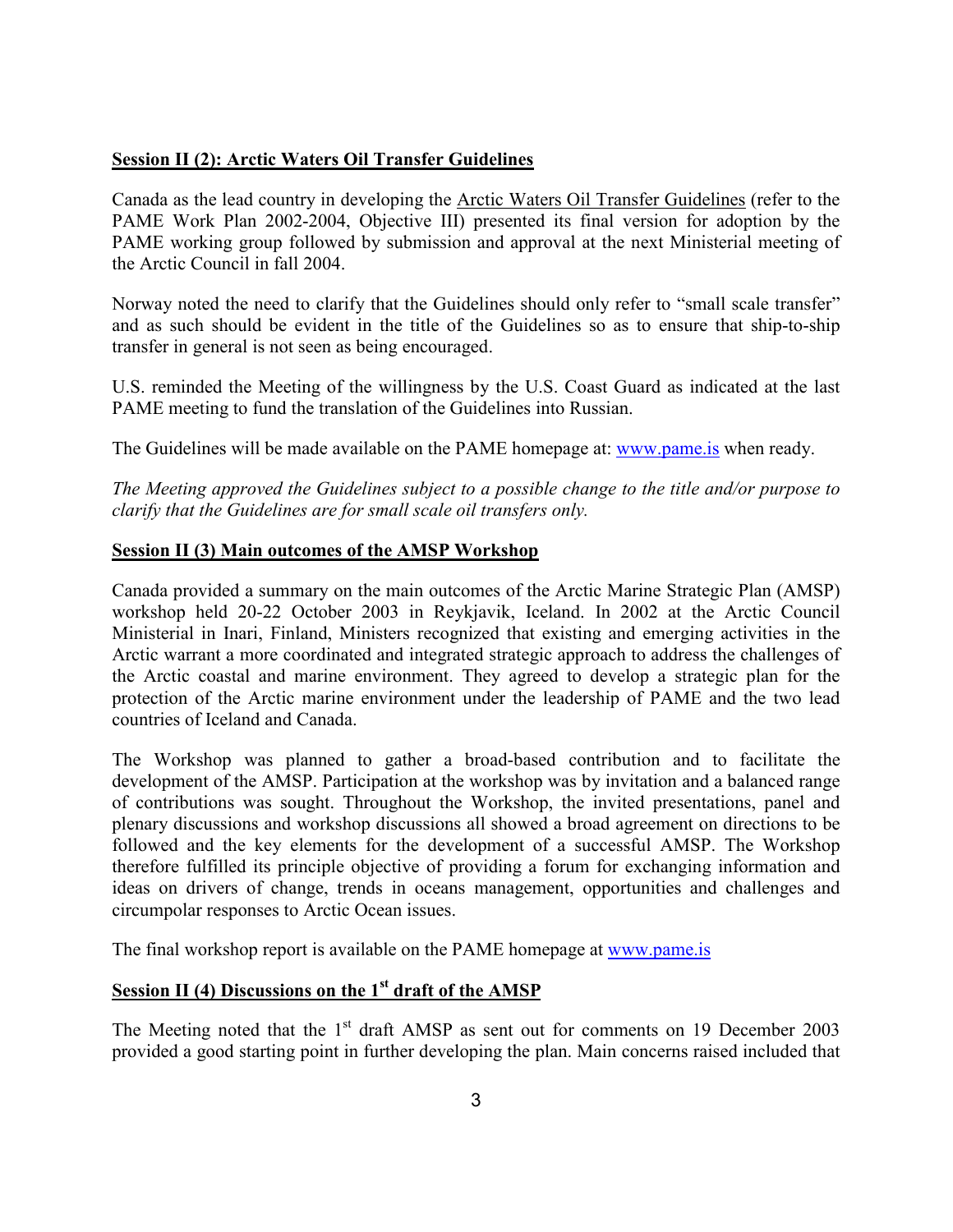**Session II (2): Arctic Waters Oil Transfer Guidelines**

Canada as the lead country in developing the Arctic Waters Oil Transfer Guidelines (refer to the PAME Work Plan 2002-2004, Objective III) presented its final version for adoption by the PAME working group followed by submission and approval at the next Ministerial meeting of the Arctic Council in fall 2004.

Norway noted the need to clarify that the Guidelines should only refer to "small scale transfer" and as such should be evident in the title of the Guidelines so as to ensure that ship-to-ship transfer in general is not seen as being encouraged.

U.S. reminded the Meeting of the willingness by the U.S. Coast Guard as indicated at the last PAME meeting to fund the translation of the Guidelines into Russian.

The Guidelines will be made available on the PAME homepage at: www.pame.is when ready.

*The Meeting approved the Guidelines subject to a possible change to the title and/or purpose to clarify that the Guidelines are for small scale oil transfers only.*

**Session II (3) Main outcomes of the AMSP Workshop**

Canada provided a summary on the main outcomes of the Arctic Marine Strategic Plan (AMSP) workshop held 20-22 October 2003 in Reykjavik, Iceland. In 2002 at the Arctic Council Ministerial in Inari, Finland, Ministers recognized that existing and emerging activities in the Arctic warrant a more coordinated and integrated strategic approach to address the challenges of the Arctic coastal and marine environment. They agreed to develop a strategic plan for the protection of the Arctic marine environment under the leadership of PAME and the two lead countries of Iceland and Canada.

The Workshop was planned to gather a broad-based contribution and to facilitate the development of the AMSP. Participation at the workshop was by invitation and a balanced range of contributions was sought. Throughout the Workshop, the invited presentations, panel and plenary discussions and workshop discussions all showed a broad agreement on directions to be followed and the key elements for the development of a successful AMSP. The Workshop therefore fulfilled its principle objective of providing a forum for exchanging information and ideas on drivers of change, trends in oceans management, opportunities and challenges and circumpolar responses to Arctic Ocean issues.

The final workshop report is available on the PAME homepage at www.pame.is

**Session II (4) Discussions on the 1st draft of the AMSP**

The Meeting noted that the 1st draft AMSP as sent out for comments on 19 December 2003 provided a good starting point in further developing the plan. Main concerns raised included that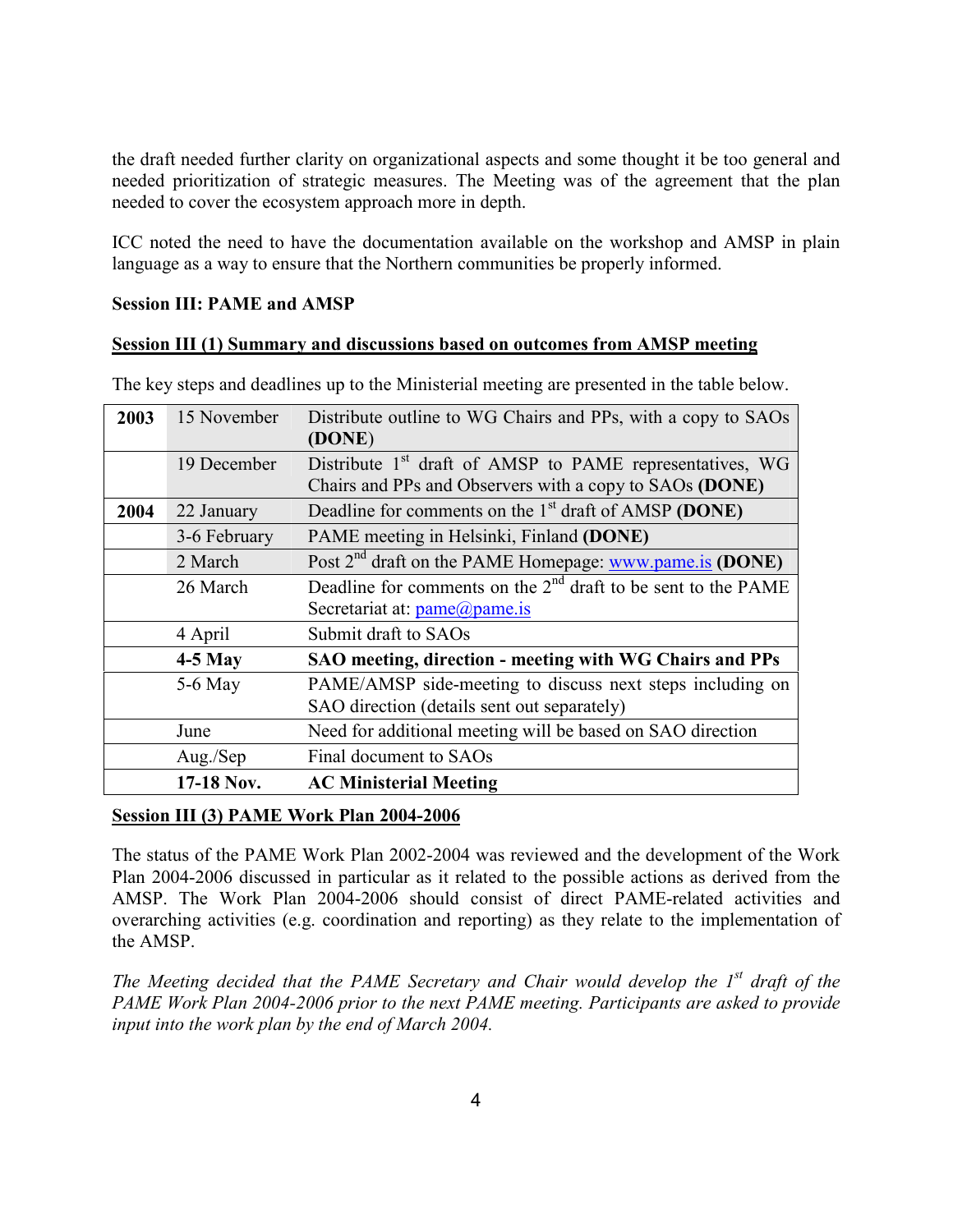the draft needed further clarity on organizational aspects and some thought it be too general and needed prioritization of strategic measures. The Meeting was of the agreement that the plan needed to cover the ecosystem approach more in depth.

ICC noted the need to have the documentation available on the workshop and AMSP in plain language as a way to ensure that the Northern communities be properly informed.

**Session III: PAME and AMSP**

**Session III (1) Summary and discussions based on outcomes from AMSP meeting**

The key steps and deadlines up to the Ministerial meeting are presented in the table below.

| | | |
|---|---|---|
| **2003** | 15 November | Distribute outline to WG Chairs and PPs, with a copy to SAOs **(DONE)** |
| | 19 December | Distribute 1st draft of AMSP to PAME representatives, WG Chairs and PPs and Observers with a copy to SAOs **(DONE)** |
| **2004** | 22 January | Deadline for comments on the 1st draft of AMSP **(DONE)** |
| | 3-6 February | PAME meeting in Helsinki, Finland **(DONE)** |
| | 2 March | Post 2nd draft on the PAME Homepage: www.pame.is **(DONE)** |
| | 26 March | Deadline for comments on the 2nd draft to be sent to the PAME Secretariat at: pame@pame.is |
| | 4 April | Submit draft to SAOs |
| | **4-5 May** | **SAO meeting, direction - meeting with WG Chairs and PPs** |
| | 5-6 May | PAME/AMSP side-meeting to discuss next steps including on SAO direction (details sent out separately) |
| | June | Need for additional meeting will be based on SAO direction |
| | Aug./Sep | Final document to SAOs |
| | **17-18 Nov.** | **AC Ministerial Meeting** |

**Session III (3) PAME Work Plan 2004-2006**

The status of the PAME Work Plan 2002-2004 was reviewed and the development of the Work Plan 2004-2006 discussed in particular as it related to the possible actions as derived from the AMSP. The Work Plan 2004-2006 should consist of direct PAME-related activities and overarching activities (e.g. coordination and reporting) as they relate to the implementation of the AMSP.

*The Meeting decided that the PAME Secretary and Chair would develop the 1st draft of the PAME Work Plan 2004-2006 prior to the next PAME meeting. Participants are asked to provide input into the work plan by the end of March 2004.*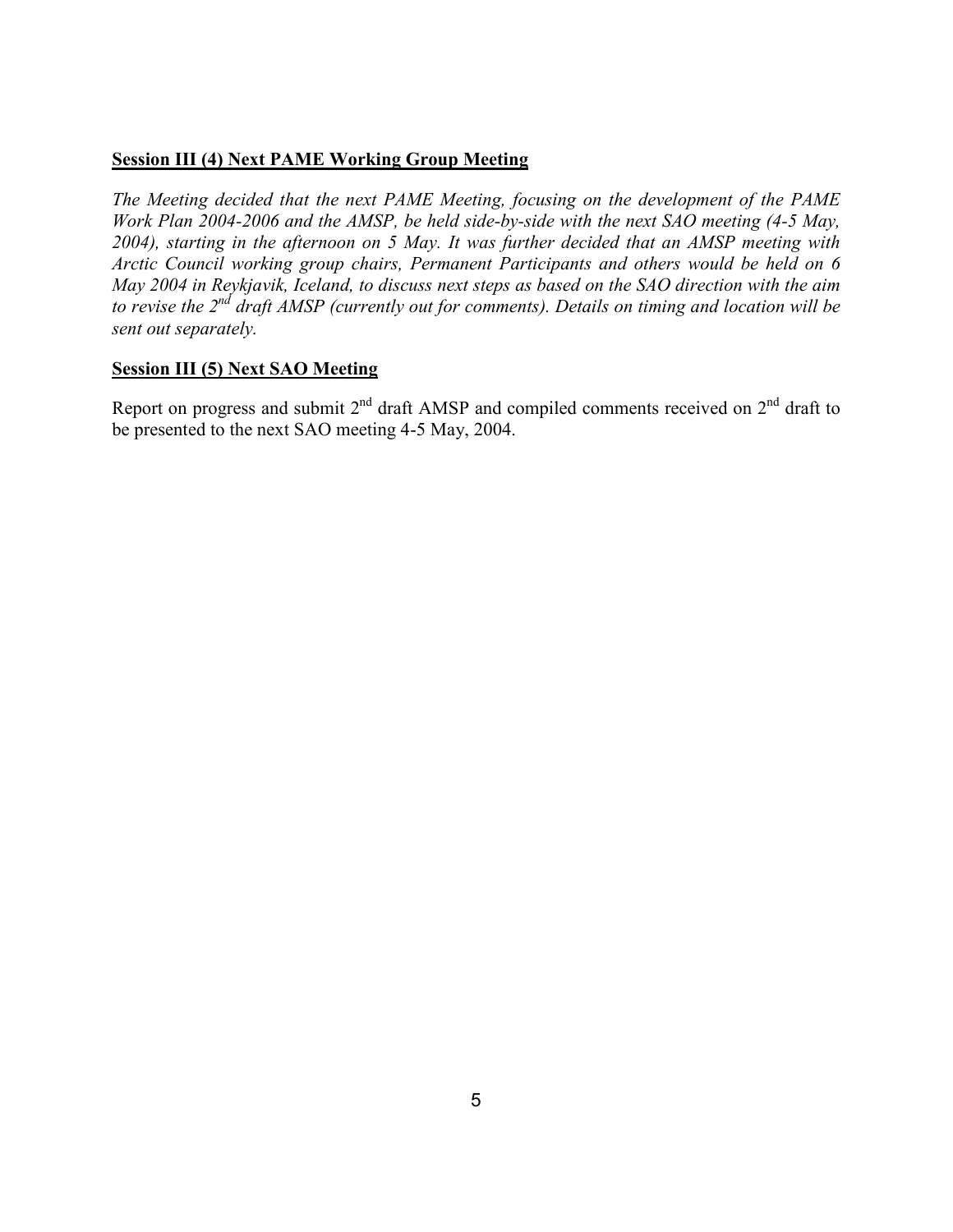**Session III (4) Next PAME Working Group Meeting**

*The Meeting decided that the next PAME Meeting, focusing on the development of the PAME Work Plan 2004-2006 and the AMSP, be held side-by-side with the next SAO meeting (4-5 May, 2004), starting in the afternoon on 5 May. It was further decided that an AMSP meeting with Arctic Council working group chairs, Permanent Participants and others would be held on 6 May 2004 in Reykjavik, Iceland, to discuss next steps as based on the SAO direction with the aim to revise the 2nd draft AMSP (currently out for comments). Details on timing and location will be sent out separately.*

**Session III (5) Next SAO Meeting**

Report on progress and submit 2nd draft AMSP and compiled comments received on 2nd draft to be presented to the next SAO meeting 4-5 May, 2004.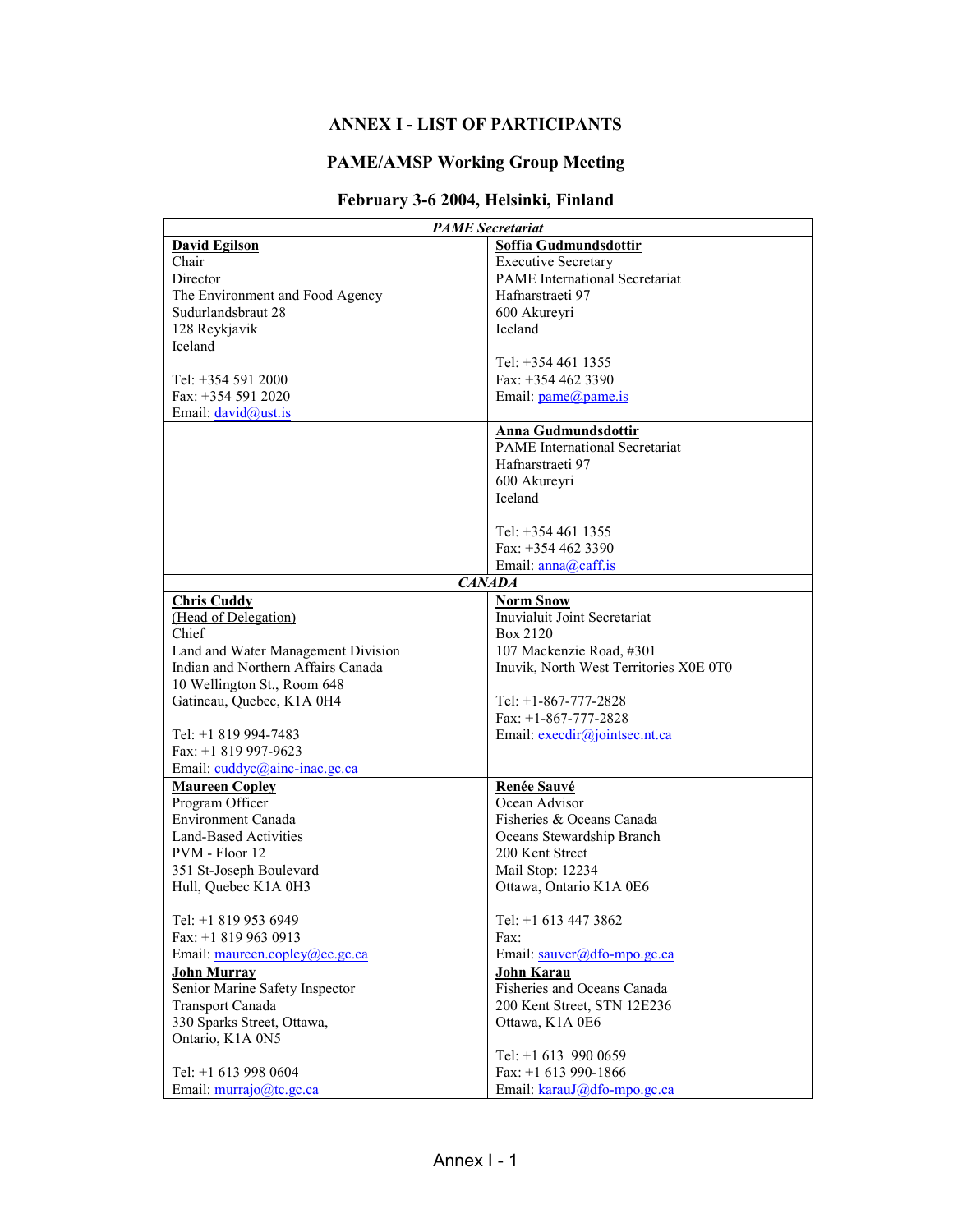# ANNEX I - LIST OF PARTICIPANTS

## PAME/AMSP Working Group Meeting

### February 3-6 2004, Helsinki, Finland

| | |
|---|---|
| ***PAME Secretariat*** | |
| **David Egilson**<br>Chair<br>Director<br>The Environment and Food Agency<br>Sudurlandsbraut 28<br>128 Reykjavik<br>Iceland<br><br>Tel: +354 591 2000<br>Fax: +354 591 2020<br>Email: david@ust.is | **Soffia Gudmundsdottir**<br>Executive Secretary<br>PAME International Secretariat<br>Hafnarstraeti 97<br>600 Akureyri<br>Iceland<br><br>Tel: +354 461 1355<br>Fax: +354 462 3390<br>Email: pame@pame.is |
| | **Anna Gudmundsdottir**<br>PAME International Secretariat<br>Hafnarstraeti 97<br>600 Akureyri<br>Iceland<br><br>Tel: +354 461 1355<br>Fax: +354 462 3390<br>Email: anna@caff.is |
| ***CANADA*** | |
| **Chris Cuddy**<br>(Head of Delegation)<br>Chief<br>Land and Water Management Division<br>Indian and Northern Affairs Canada<br>10 Wellington St., Room 648<br>Gatineau, Quebec, K1A 0H4<br><br>Tel: +1 819 994-7483<br>Fax: +1 819 997-9623<br>Email: cuddyc@ainc-inac.gc.ca | **Norm Snow**<br>Inuvialuit Joint Secretariat<br>Box 2120<br>107 Mackenzie Road, #301<br>Inuvik, North West Territories X0E 0T0<br><br>Tel: +1-867-777-2828<br>Fax: +1-867-777-2828<br>Email: execdir@jointsec.nt.ca |
| **Maureen Copley**<br>Program Officer<br>Environment Canada<br>Land-Based Activities<br>PVM - Floor 12<br>351 St-Joseph Boulevard<br>Hull, Quebec K1A 0H3<br><br>Tel: +1 819 953 6949<br>Fax: +1 819 963 0913<br>Email: maureen.copley@ec.gc.ca | **Renée Sauvé**<br>Ocean Advisor<br>Fisheries & Oceans Canada<br>Oceans Stewardship Branch<br>200 Kent Street<br>Mail Stop: 12234<br>Ottawa, Ontario K1A 0E6<br><br>Tel: +1 613 447 3862<br>Fax:<br>Email: sauver@dfo-mpo.gc.ca |
| **John Murray**<br>Senior Marine Safety Inspector<br>Transport Canada<br>330 Sparks Street, Ottawa,<br>Ontario, K1A 0N5<br><br>Tel: +1 613 998 0604<br>Email: murrajo@tc.gc.ca | **John Karau**<br>Fisheries and Oceans Canada<br>200 Kent Street, STN 12E236<br>Ottawa, K1A 0E6<br><br>Tel: +1 613 990 0659<br>Fax: +1 613 990-1866<br>Email: karauJ@dfo-mpo.gc.ca |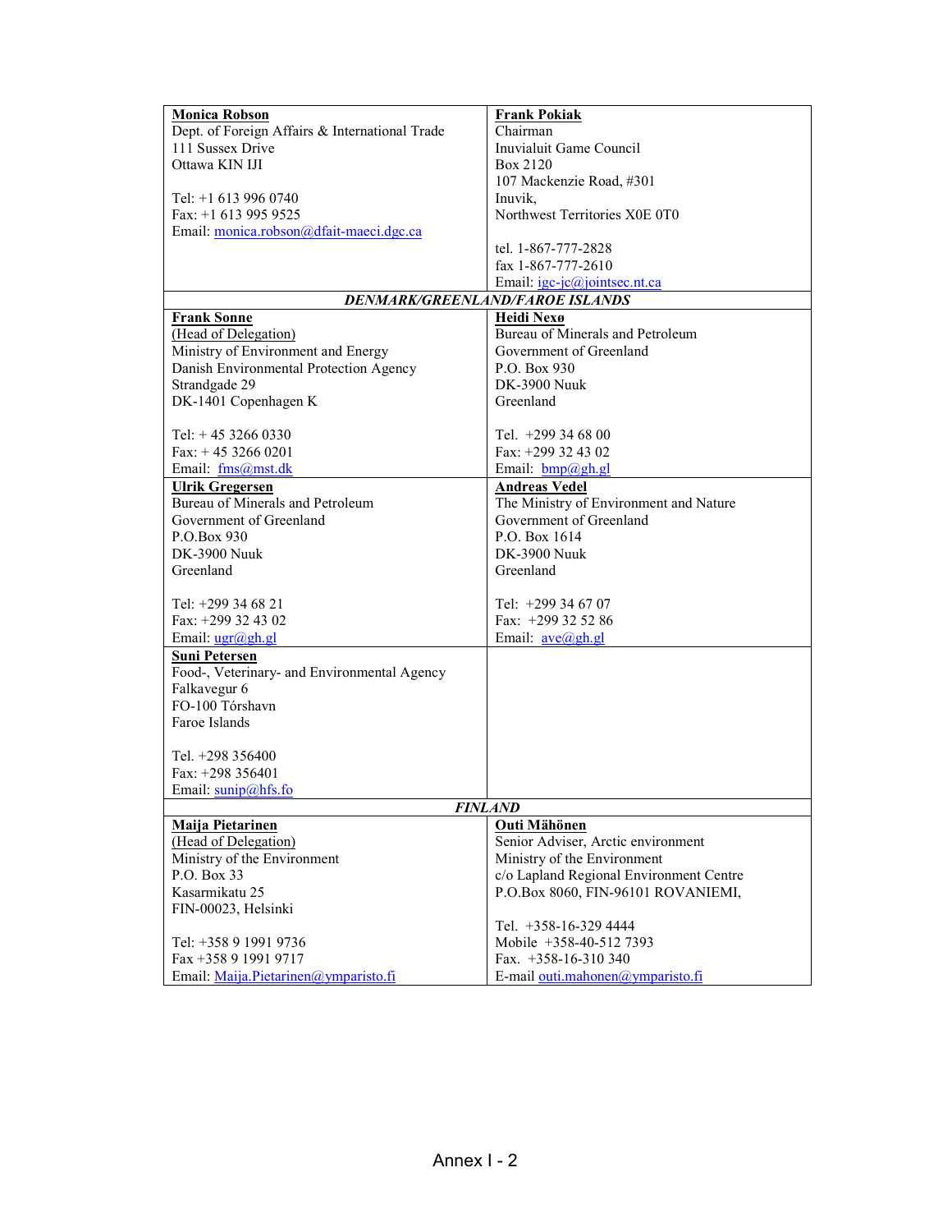| | |
|---|---|
| **Monica Robson**<br>Dept. of Foreign Affairs & International Trade<br>111 Sussex Drive<br>Ottawa KIN IJI<br><br>Tel: +1 613 996 0740<br>Fax: +1 613 995 9525<br>Email: monica.robson@dfait-maeci.dgc.ca | **Frank Pokiak**<br>Chairman<br>Inuvialuit Game Council<br>Box 2120<br>107 Mackenzie Road, #301<br>Inuvik,<br>Northwest Territories X0E 0T0<br><br>tel. 1-867-777-2828<br>fax 1-867-777-2610<br>Email: igc-jc@jointsec.nt.ca |
| ***DENMARK/GREENLAND/FAROE ISLANDS*** | |
| **Frank Sonne**<br>(Head of Delegation)<br>Ministry of Environment and Energy<br>Danish Environmental Protection Agency<br>Strandgade 29<br>DK-1401 Copenhagen K<br><br>Tel: + 45 3266 0330<br>Fax: + 45 3266 0201<br>Email: fms@mst.dk | **Heidi Nexø**<br>Bureau of Minerals and Petroleum<br>Government of Greenland<br>P.O. Box 930<br>DK-3900 Nuuk<br>Greenland<br><br>Tel. +299 34 68 00<br>Fax: +299 32 43 02<br>Email: bmp@gh.gl |
| **Ulrik Gregersen**<br>Bureau of Minerals and Petroleum<br>Government of Greenland<br>P.O.Box 930<br>DK-3900 Nuuk<br>Greenland<br><br>Tel: +299 34 68 21<br>Fax: +299 32 43 02<br>Email: ugr@gh.gl | **Andreas Vedel**<br>The Ministry of Environment and Nature<br>Government of Greenland<br>P.O. Box 1614<br>DK-3900 Nuuk<br>Greenland<br><br>Tel: +299 34 67 07<br>Fax: +299 32 52 86<br>Email: ave@gh.gl |
| **Suni Petersen**<br>Food-, Veterinary- and Environmental Agency<br>Falkavegur 6<br>FO-100 Tórshavn<br>Faroe Islands<br><br>Tel. +298 356400<br>Fax: +298 356401<br>Email: sunip@hfs.fo | |
| ***FINLAND*** | |
| **Maija Pietarinen**<br>(Head of Delegation)<br>Ministry of the Environment<br>P.O. Box 33<br>Kasarmikatu 25<br>FIN-00023, Helsinki<br><br>Tel: +358 9 1991 9736<br>Fax +358 9 1991 9717<br>Email: Maija.Pietarinen@ymparisto.fi | **Outi Mähönen**<br>Senior Adviser, Arctic environment<br>Ministry of the Environment<br>c/o Lapland Regional Environment Centre<br>P.O.Box 8060, FIN-96101 ROVANIEMI,<br><br>Tel. +358-16-329 4444<br>Mobile +358-40-512 7393<br>Fax. +358-16-310 340<br>E-mail outi.mahonen@ymparisto.fi |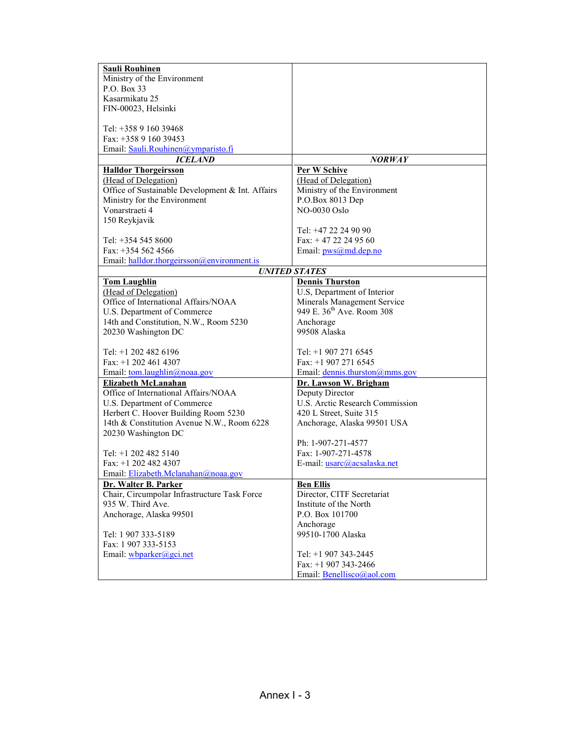| | |
|---|---|
| **Sauli Rouhinen**<br>Ministry of the Environment<br>P.O. Box 33<br>Kasarmikatu 25<br>FIN-00023, Helsinki<br><br>Tel: +358 9 160 39468<br>Fax: +358 9 160 39453<br>Email: Sauli.Rouhinen@ymparisto.fi | |
| ***ICELAND*** | ***NORWAY*** |
| **Halldor Thorgeirsson**<br>(Head of Delegation)<br>Office of Sustainable Development & Int. Affairs<br>Ministry for the Environment<br>Vonarstraeti 4<br>150 Reykjavik<br><br>Tel: +354 545 8600<br>Fax: +354 562 4566<br>Email: halldor.thorgeirsson@environment.is | **Per W Schive**<br>(Head of Delegation)<br>Ministry of the Environment<br>P.O.Box 8013 Dep<br>NO-0030 Oslo<br><br>Tel: +47 22 24 90 90<br>Fax: + 47 22 24 95 60<br>Email: pws@md.dep.no |
| ***UNITED STATES*** | |
| **Tom Laughlin**<br>(Head of Delegation)<br>Office of International Affairs/NOAA<br>U.S. Department of Commerce<br>14th and Constitution, N.W., Room 5230<br>20230 Washington DC<br><br>Tel: +1 202 482 6196<br>Fax: +1 202 461 4307<br>Email: tom.laughlin@noaa.gov | **Dennis Thurston**<br>U.S, Department of Interior<br>Minerals Management Service<br>949 E. 36th Ave. Room 308<br>Anchorage<br>99508 Alaska<br><br>Tel: +1 907 271 6545<br>Fax: +1 907 271 6545<br>Email: dennis.thurston@mms.gov |
| **Elizabeth McLanahan**<br>Office of International Affairs/NOAA<br>U.S. Department of Commerce<br>Herbert C. Hoover Building Room 5230<br>14th & Constitution Avenue N.W., Room 6228<br>20230 Washington DC<br><br>Tel: +1 202 482 5140<br>Fax: +1 202 482 4307<br>Email: Elizabeth.Mclanahan@noaa.gov | **Dr. Lawson W. Brigham**<br>Deputy Director<br>U.S. Arctic Research Commission<br>420 L Street, Suite 315<br>Anchorage, Alaska 99501 USA<br><br>Ph: 1-907-271-4577<br>Fax: 1-907-271-4578<br>E-mail: usarc@acsalaska.net |
| **Dr. Walter B. Parker**<br>Chair, Circumpolar Infrastructure Task Force<br>935 W. Third Ave.<br>Anchorage, Alaska 99501<br><br>Tel: 1 907 333-5189<br>Fax: 1 907 333-5153<br>Email: wbparker@gci.net | **Ben Ellis**<br>Director, CITF Secretariat<br>Institute of the North<br>P.O. Box 101700<br>Anchorage<br>99510-1700 Alaska<br><br>Tel: +1 907 343-2445<br>Fax: +1 907 343-2466<br>Email: Benellisco@aol.com |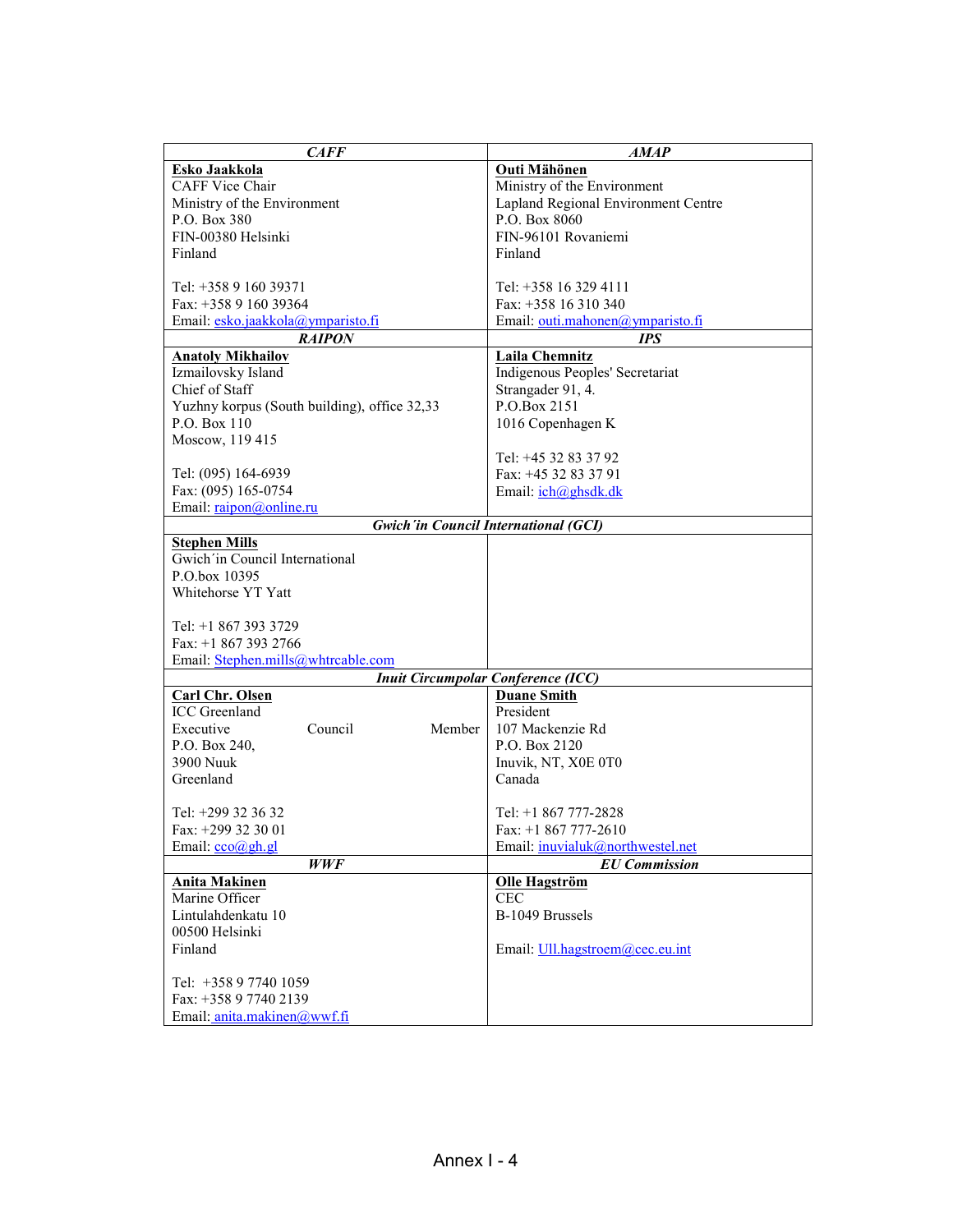| *CAFF* | *AMAP* |
|---|---|
| **Esko Jaakkola**<br>CAFF Vice Chair<br>Ministry of the Environment<br>P.O. Box 380<br>FIN-00380 Helsinki<br>Finland<br><br>Tel: +358 9 160 39371<br>Fax: +358 9 160 39364<br>Email: esko.jaakkola@ymparisto.fi | **Outi Mähönen**<br>Ministry of the Environment<br>Lapland Regional Environment Centre<br>P.O. Box 8060<br>FIN-96101 Rovaniemi<br>Finland<br><br>Tel: +358 16 329 4111<br>Fax: +358 16 310 340<br>Email: outi.mahonen@ymparisto.fi |
| ***RAIPON*** | ***IPS*** |
| **Anatoly Mikhailov**<br>Izmailovsky Island<br>Chief of Staff<br>Yuzhny korpus (South building), office 32,33<br>P.O. Box 110<br>Moscow, 119 415<br><br>Tel: (095) 164-6939<br>Fax: (095) 165-0754<br>Email: raipon@online.ru | **Laila Chemnitz**<br>Indigenous Peoples' Secretariat<br>Strangader 91, 4.<br>P.O.Box 2151<br>1016 Copenhagen K<br><br>Tel: +45 32 83 37 92<br>Fax: +45 32 83 37 91<br>Email: ich@ghsdk.dk |
| ***Gwich´in Council International (GCI)*** | |
| **Stephen Mills**<br>Gwich´in Council International<br>P.O.box 10395<br>Whitehorse YT Yatt<br><br>Tel: +1 867 393 3729<br>Fax: +1 867 393 2766<br>Email: Stephen.mills@whtrcable.com | |
| ***Inuit Circumpolar Conference (ICC)*** | |
| **Carl Chr. Olsen**<br>ICC Greenland<br>Executive Council Member<br>P.O. Box 240,<br>3900 Nuuk<br>Greenland<br><br>Tel: +299 32 36 32<br>Fax: +299 32 30 01<br>Email: cco@gh.gl | **Duane Smith**<br>President<br>107 Mackenzie Rd<br>P.O. Box 2120<br>Inuvik, NT, X0E 0T0<br>Canada<br><br>Tel: +1 867 777-2828<br>Fax: +1 867 777-2610<br>Email: inuvialuk@northwestel.net |
| ***WWF*** | ***EU Commission*** |
| **Anita Makinen**<br>Marine Officer<br>Lintulahdenkatu 10<br>00500 Helsinki<br>Finland<br><br>Tel: +358 9 7740 1059<br>Fax: +358 9 7740 2139<br>Email: anita.makinen@wwf.fi | **Olle Hagström**<br>CEC<br>B-1049 Brussels<br><br>Email: Ull.hagstroem@cec.eu.int |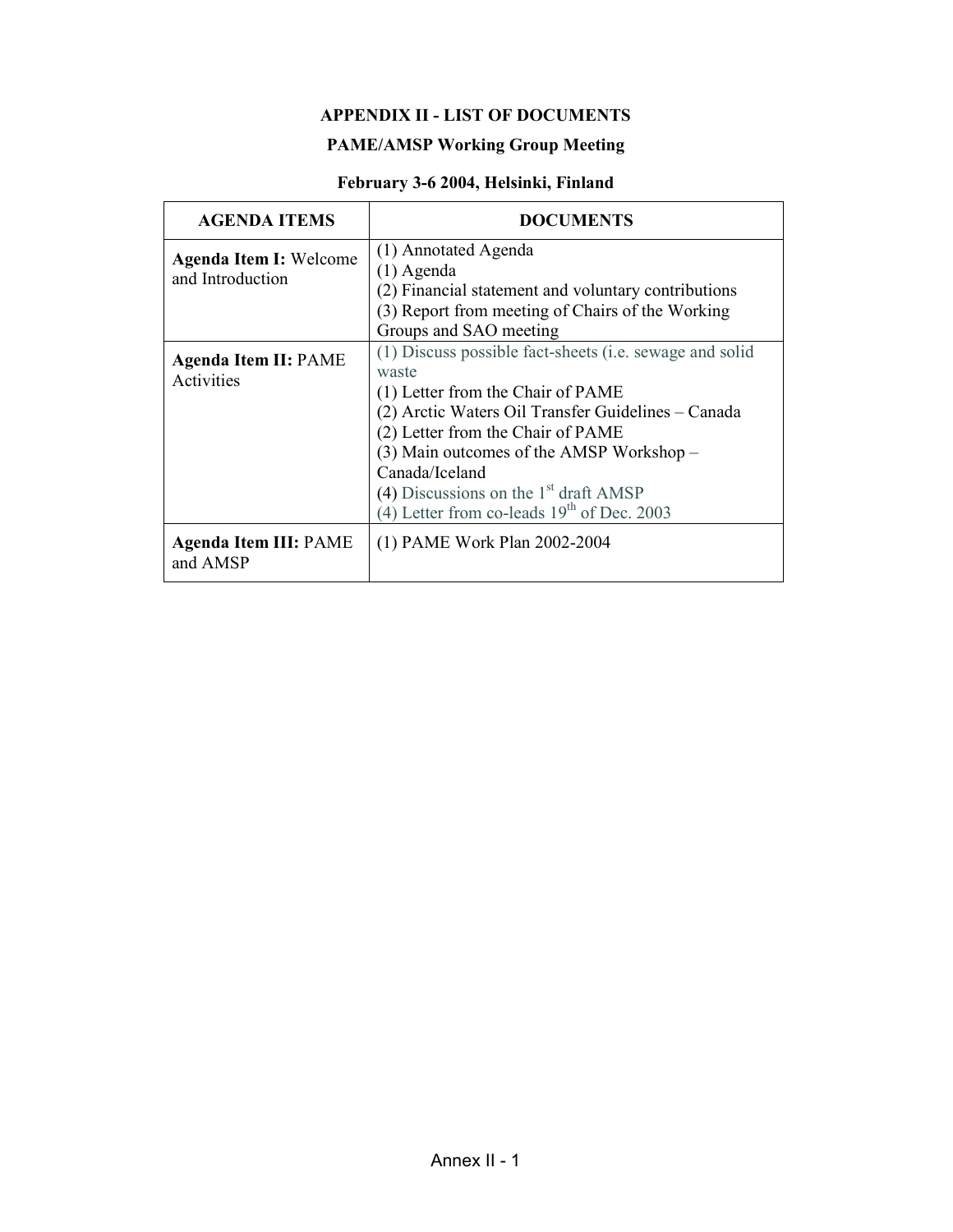**APPENDIX II - LIST OF DOCUMENTS**

**PAME/AMSP Working Group Meeting**

**February 3-6 2004, Helsinki, Finland**

| AGENDA ITEMS | DOCUMENTS |
|---|---|
| **Agenda Item I:** Welcome and Introduction | (1) Annotated Agenda<br>(1) Agenda<br>(2) Financial statement and voluntary contributions<br>(3) Report from meeting of Chairs of the Working Groups and SAO meeting |
| **Agenda Item II:** PAME Activities | (1) Discuss possible fact-sheets (i.e. sewage and solid waste<br>(1) Letter from the Chair of PAME<br>(2) Arctic Waters Oil Transfer Guidelines – Canada<br>(2) Letter from the Chair of PAME<br>(3) Main outcomes of the AMSP Workshop – Canada/Iceland<br>(4) Discussions on the 1st draft AMSP<br>(4) Letter from co-leads 19th of Dec. 2003 |
| **Agenda Item III:** PAME and AMSP | (1) PAME Work Plan 2002-2004 |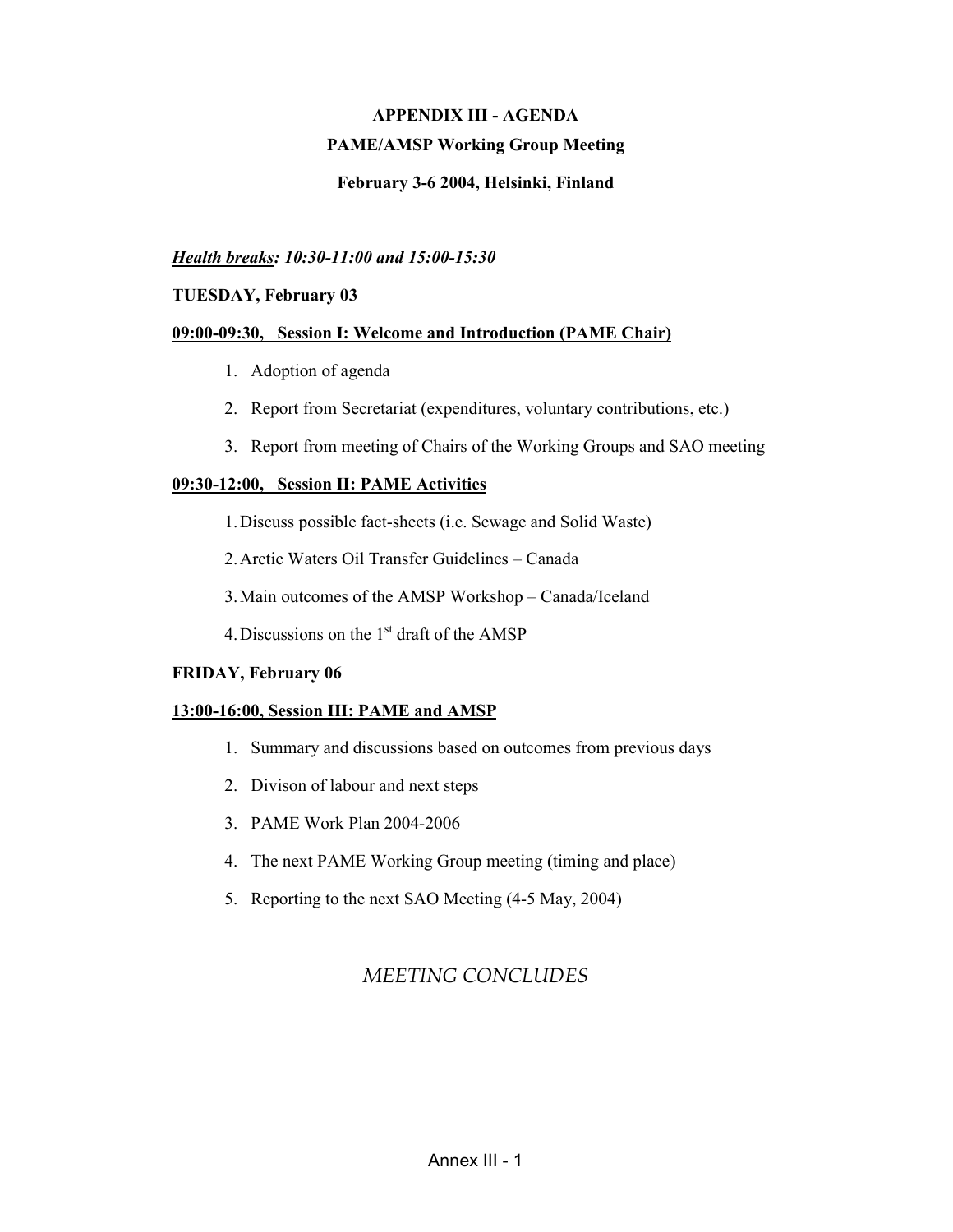# APPENDIX III - AGENDA

## PAME/AMSP Working Group Meeting

### February 3-6 2004, Helsinki, Finland

***Health breaks**: 10:30-11:00 and 15:00-15:30*

**TUESDAY, February 03**

**09:00-09:30, Session I: Welcome and Introduction (PAME Chair)**

1. Adoption of agenda
2. Report from Secretariat (expenditures, voluntary contributions, etc.)
3. Report from meeting of Chairs of the Working Groups and SAO meeting

**09:30-12:00, Session II: PAME Activities**

1. Discuss possible fact-sheets (i.e. Sewage and Solid Waste)
2. Arctic Waters Oil Transfer Guidelines – Canada
3. Main outcomes of the AMSP Workshop – Canada/Iceland
4. Discussions on the 1st draft of the AMSP

**FRIDAY, February 06**

**13:00-16:00, Session III: PAME and AMSP**

1. Summary and discussions based on outcomes from previous days
2. Divison of labour and next steps
3. PAME Work Plan 2004-2006
4. The next PAME Working Group meeting (timing and place)
5. Reporting to the next SAO Meeting (4-5 May, 2004)

*MEETING CONCLUDES*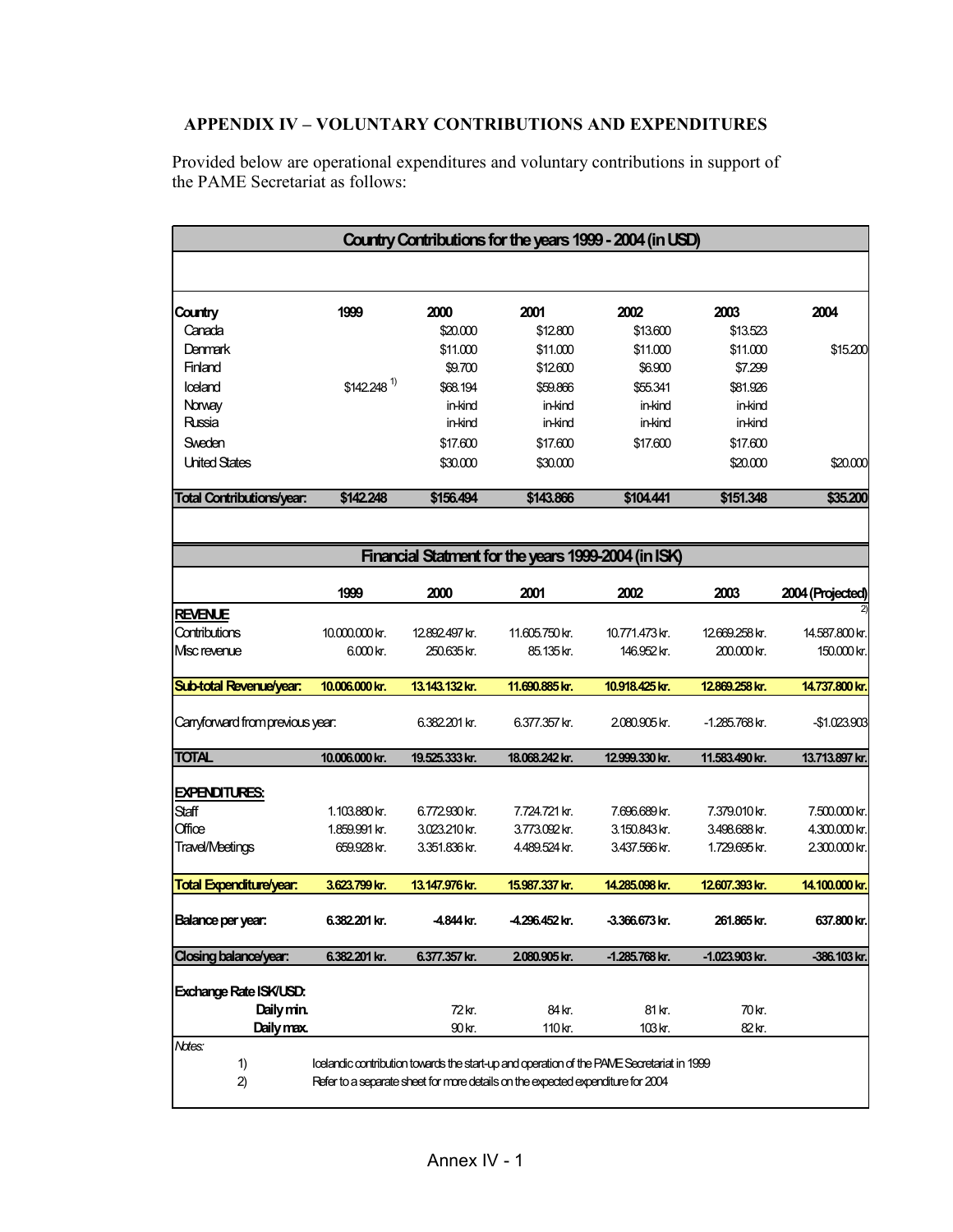## APPENDIX IV – VOLUNTARY CONTRIBUTIONS AND EXPENDITURES

Provided below are operational expenditures and voluntary contributions in support of the PAME Secretariat as follows:

**Country Contributions for the years 1999 - 2004 (in USD)**

| Country | 1999 | 2000 | 2001 | 2002 | 2003 | 2004 |
|---|---|---|---|---|---|---|
| Canada | | $20.000 | $12.800 | $13.600 | $13.523 | |
| Denmark | | $11.000 | $11.000 | $11.000 | $11.000 | $15.200 |
| Finland | | $9.700 | $12.600 | $6.900 | $7.299 | |
| Iceland | $142.248 [1)] | $68.194 | $59.866 | $55.341 | $81.926 | |
| Norway | | in-kind | in-kind | in-kind | in-kind | |
| Russia | | in-kind | in-kind | in-kind | in-kind | |
| Sweden | | $17.600 | $17.600 | $17.600 | $17.600 | |
| United States | | $30.000 | $30.000 | | $20.000 | $20.000 |
| **Total Contributions/year:** | **$142.248** | **$156.494** | **$143.866** | **$104.441** | **$151.348** | **$35.200** |

**Financial Statment for the years 1999-2004 (in ISK)**

| | 1999 | 2000 | 2001 | 2002 | 2003 | 2004 (Projected) [2)] |
|---|---|---|---|---|---|---|
| **REVENUE** | | | | | | |
| Contributions | 10.000.000 kr. | 12.892.497 kr. | 11.605.750 kr. | 10.771.473 kr. | 12.669.258 kr. | 14.587.800 kr. |
| Misc revenue | 6.000 kr. | 250.635 kr. | 85.135 kr. | 146.952 kr. | 200.000 kr. | 150.000 kr. |
| **Sub-total Revenue/year:** | **10.006.000 kr.** | **13.143.132 kr.** | **11.690.885 kr.** | **10.918.425 kr.** | **12.869.258 kr.** | **14.737.800 kr.** |
| Carryforward from previous year: | | 6.382.201 kr. | 6.377.357 kr. | 2.080.905 kr. | -1.285.768 kr. | -$1.023.903 |
| **TOTAL** | **10.006.000 kr.** | **19.525.333 kr.** | **18.068.242 kr.** | **12.999.330 kr.** | **11.583.490 kr.** | **13.713.897 kr.** |
| **EXPENDITURES:** | | | | | | |
| Staff | 1.103.880 kr. | 6.772.930 kr. | 7.724.721 kr. | 7.696.689 kr. | 7.379.010 kr. | 7.500.000 kr. |
| Office | 1.859.991 kr. | 3.023.210 kr. | 3.773.092 kr. | 3.150.843 kr. | 3.498.688 kr. | 4.300.000 kr. |
| Travel/Meetings | 659.928 kr. | 3.351.836 kr. | 4.489.524 kr. | 3.437.566 kr. | 1.729.695 kr. | 2.300.000 kr. |
| **Total Expenditure/year:** | **3.623.799 kr.** | **13.147.976 kr.** | **15.987.337 kr.** | **14.285.098 kr.** | **12.607.393 kr.** | **14.100.000 kr.** |
| **Balance per year:** | **6.382.201 kr.** | **-4.844 kr.** | **-4.296.452 kr.** | **-3.366.673 kr.** | **261.865 kr.** | **637.800 kr.** |
| **Closing balance/year:** | **6.382.201 kr.** | **6.377.357 kr.** | **2.080.905 kr.** | **-1.285.768 kr.** | **-1.023.903 kr.** | **-386.103 kr.** |
| **Exchange Rate ISK/USD:** | | | | | | |
| **Daily min.** | | 72 kr. | 84 kr. | 81 kr. | 70 kr. | |
| **Daily max.** | | 90 kr. | 110 kr. | 103 kr. | 82 kr. | |

*Notes:*

1) Icelandic contribution towards the start-up and operation of the PAME Secretariat in 1999

2) Refer to a separate sheet for more details on the expected expenditure for 2004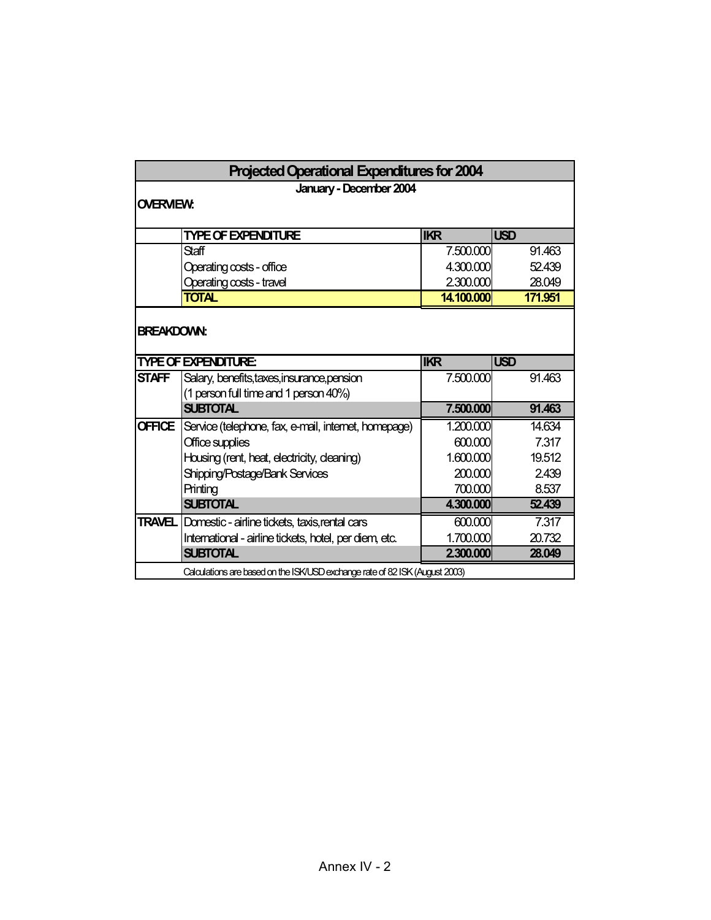# Projected Operational Expenditures for 2004

**January - December 2004**

**OVERVIEW:**

| | TYPE OF EXPENDITURE | IKR | USD |
|---|---|---|---|
| | Staff | 7.500.000 | 91.463 |
| | Operating costs - office | 4.300.000 | 52.439 |
| | Operating costs - travel | 2.300.000 | 28.049 |
| | **TOTAL** | **14.100.000** | **171.951** |

**BREAKDOWN:**

| TYPE OF EXPENDITURE: | | IKR | USD |
|---|---|---|---|
| **STAFF** | Salary, benefits,taxes,insurance,pension (1 person full time and 1 person 40%) | 7.500.000 | 91.463 |
| | **SUBTOTAL** | **7.500.000** | **91.463** |
| **OFFICE** | Service (telephone, fax, e-mail, internet, homepage) | 1.200.000 | 14.634 |
| | Office supplies | 600.000 | 7.317 |
| | Housing (rent, heat, electricity, cleaning) | 1.600.000 | 19.512 |
| | Shipping/Postage/Bank Services | 200.000 | 2.439 |
| | Printing | 700.000 | 8.537 |
| | **SUBTOTAL** | **4.300.000** | **52.439** |
| **TRAVEL** | Domestic - airline tickets, taxis,rental cars | 600.000 | 7.317 |
| | International - airline tickets, hotel, per diem, etc. | 1.700.000 | 20.732 |
| | **SUBTOTAL** | **2.300.000** | **28.049** |

Calculations are based on the ISK/USD exchange rate of 82 ISK (August 2003)

Annex IV - 2